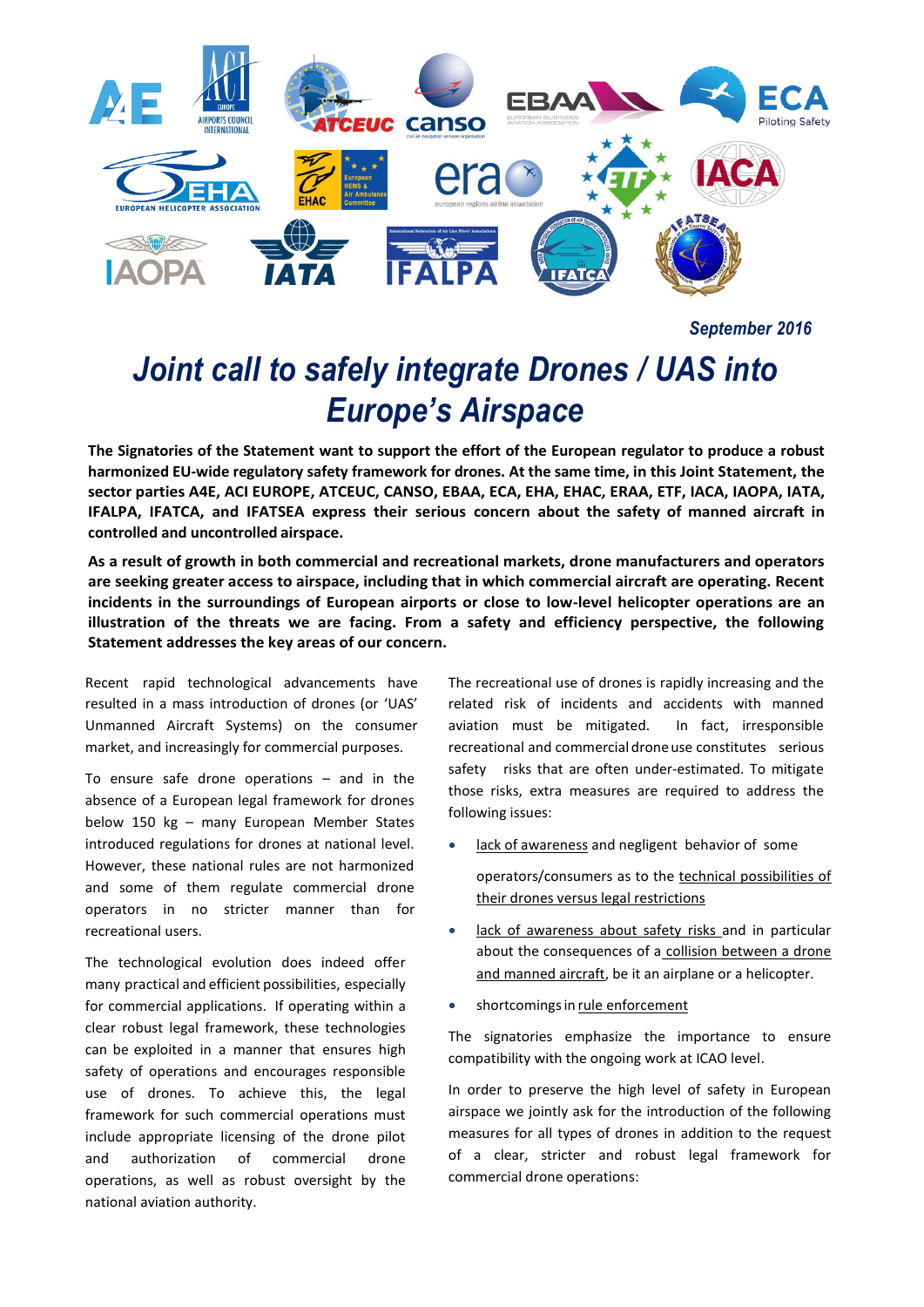*September 2016*

# *Joint call to safely integrate Drones / UAS into Europe's Airspace*

**The Signatories of the Statement want to support the effort of the European regulator to produce a robust harmonized EU-wide regulatory safety framework for drones. At the same time, in this Joint Statement, the sector parties A4E, ACI EUROPE, ATCEUC, CANSO, EBAA, ECA, EHA, EHAC, ERAA, ETF, IACA, IAOPA, IATA, IFALPA, IFATCA, and IFATSEA express their serious concern about the safety of manned aircraft in controlled and uncontrolled airspace.**

**As a result of growth in both commercial and recreational markets, drone manufacturers and operators are seeking greater access to airspace, including that in which commercial aircraft are operating. Recent incidents in the surroundings of European airports or close to low-level helicopter operations are an illustration of the threats we are facing. From a safety and efficiency perspective, the following Statement addresses the key areas of our concern.**

Recent rapid technological advancements have resulted in a mass introduction of drones (or 'UAS' Unmanned Aircraft Systems) on the consumer market, and increasingly for commercial purposes.

To ensure safe drone operations – and in the absence of a European legal framework for drones below 150 kg – many European Member States introduced regulations for drones at national level. However, these national rules are not harmonized and some of them regulate commercial drone operators in no stricter manner than for recreational users.

The technological evolution does indeed offer many practical and efficient possibilities, especially for commercial applications. If operating within a clear robust legal framework, these technologies can be exploited in a manner that ensures high safety of operations and encourages responsible use of drones. To achieve this, the legal framework for such commercial operations must include appropriate licensing of the drone pilot and authorization of commercial drone operations, as well as robust oversight by the national aviation authority.

The recreational use of drones is rapidly increasing and the related risk of incidents and accidents with manned aviation must be mitigated. In fact, irresponsible recreational and commercial drone use constitutes serious safety risks that are often under-estimated. To mitigate those risks, extra measures are required to address the following issues:

- lack of awareness and negligent behavior of some operators/consumers as to the technical possibilities of their drones versus legal restrictions
- lack of awareness about safety risks and in particular about the consequences of a collision between a drone and manned aircraft, be it an airplane or a helicopter.
- shortcomings in rule enforcement

The signatories emphasize the importance to ensure compatibility with the ongoing work at ICAO level.

In order to preserve the high level of safety in European airspace we jointly ask for the introduction of the following measures for all types of drones in addition to the request of a clear, stricter and robust legal framework for commercial drone operations: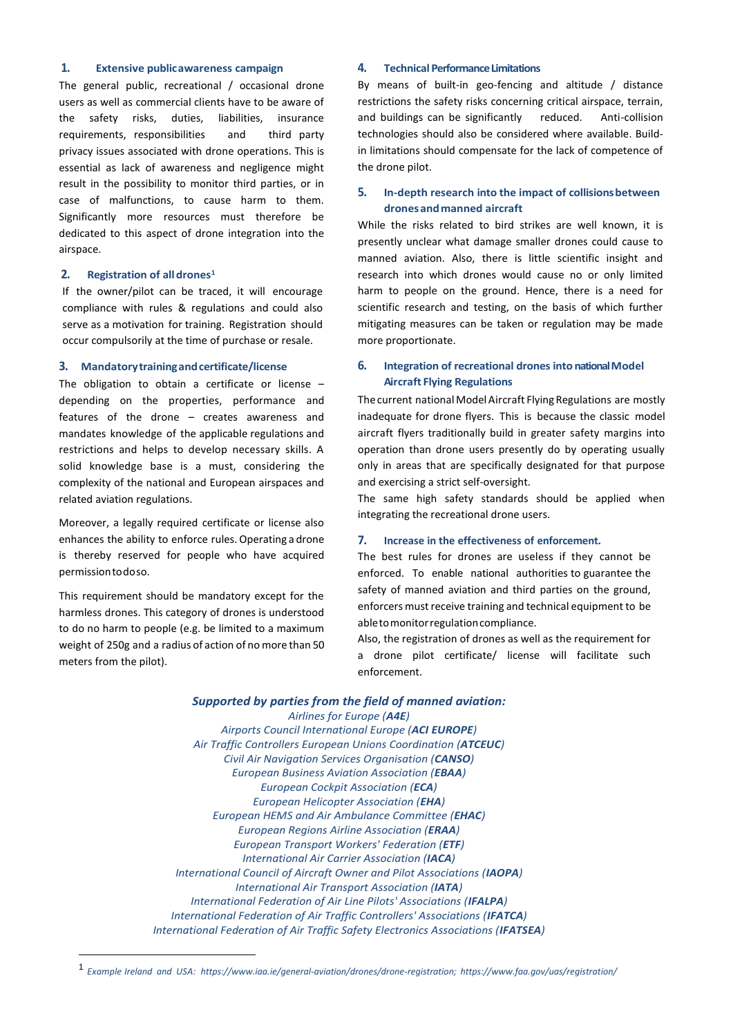## 1. Extensive public awareness campaign

The general public, recreational / occasional drone users as well as commercial clients have to be aware of the safety risks, duties, liabilities, insurance requirements, responsibilities and third party privacy issues associated with drone operations. This is essential as lack of awareness and negligence might result in the possibility to monitor third parties, or in case of malfunctions, to cause harm to them. Significantly more resources must therefore be dedicated to this aspect of drone integration into the airspace.

## 2. Registration of all drones[1]

If the owner/pilot can be traced, it will encourage compliance with rules & regulations and could also serve as a motivation for training. Registration should occur compulsorily at the time of purchase or resale.

## 3. Mandatory training and certificate/license

The obligation to obtain a certificate or license – depending on the properties, performance and features of the drone – creates awareness and mandates knowledge of the applicable regulations and restrictions and helps to develop necessary skills. A solid knowledge base is a must, considering the complexity of the national and European airspaces and related aviation regulations.

Moreover, a legally required certificate or license also enhances the ability to enforce rules. Operating a drone is thereby reserved for people who have acquired permission to do so.

This requirement should be mandatory except for the harmless drones. This category of drones is understood to do no harm to people (e.g. be limited to a maximum weight of 250g and a radius of action of no more than 50 meters from the pilot).

## 4. Technical Performance Limitations

By means of built-in geo-fencing and altitude / distance restrictions the safety risks concerning critical airspace, terrain, and buildings can be significantly reduced. Anti-collision technologies should also be considered where available. Build-in limitations should compensate for the lack of competence of the drone pilot.

## 5. In-depth research into the impact of collisions between drones and manned aircraft

While the risks related to bird strikes are well known, it is presently unclear what damage smaller drones could cause to manned aviation. Also, there is little scientific insight and research into which drones would cause no or only limited harm to people on the ground. Hence, there is a need for scientific research and testing, on the basis of which further mitigating measures can be taken or regulation may be made more proportionate.

## 6. Integration of recreational drones into national Model Aircraft Flying Regulations

The current national Model Aircraft Flying Regulations are mostly inadequate for drone flyers. This is because the classic model aircraft flyers traditionally build in greater safety margins into operation than drone users presently do by operating usually only in areas that are specifically designated for that purpose and exercising a strict self-oversight.

The same high safety standards should be applied when integrating the recreational drone users.

## 7. Increase in the effectiveness of enforcement.

The best rules for drones are useless if they cannot be enforced. To enable national authorities to guarantee the safety of manned aviation and third parties on the ground, enforcers must receive training and technical equipment to be able to monitor regulation compliance.

Also, the registration of drones as well as the requirement for a drone pilot certificate/ license will facilitate such enforcement.

***Supported by parties from the field of manned aviation:***

*Airlines for Europe (**A4E**)*
*Airports Council International Europe (**ACI EUROPE**)*
*Air Traffic Controllers European Unions Coordination (**ATCEUC**)*
*Civil Air Navigation Services Organisation (**CANSO**)*
*European Business Aviation Association (**EBAA**)*
*European Cockpit Association (**ECA**)*
*European Helicopter Association (**EHA**)*
*European HEMS and Air Ambulance Committee (**EHAC**)*
*European Regions Airline Association (**ERAA**)*
*European Transport Workers' Federation (**ETF**)*
*International Air Carrier Association (**IACA**)*
*International Council of Aircraft Owner and Pilot Associations (**IAOPA**)*
*International Air Transport Association (**IATA**)*
*International Federation of Air Line Pilots' Associations (**IFALPA**)*
*International Federation of Air Traffic Controllers' Associations (**IFATCA**)*
*International Federation of Air Traffic Safety Electronics Associations (**IFATSEA**)*

---

[1] *Example Ireland and USA: https://www.iaa.ie/general-aviation/drones/drone-registration; https://www.faa.gov/uas/registration/*